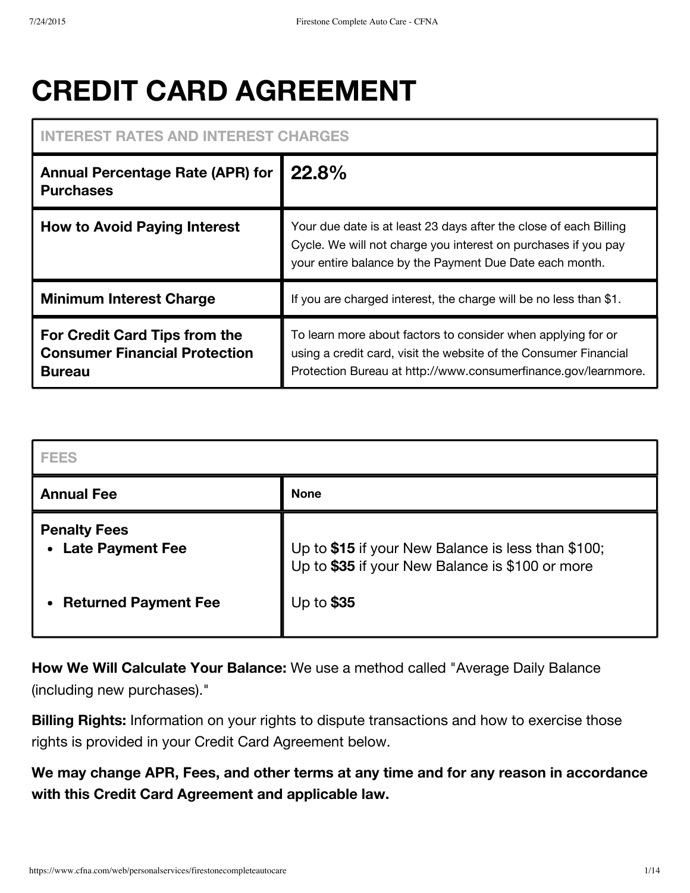# CREDIT CARD AGREEMENT

| INTEREST RATES AND INTEREST CHARGES | |
|---|---|
| **Annual Percentage Rate (APR) for Purchases** | **22.8%** |
| **How to Avoid Paying Interest** | Your due date is at least 23 days after the close of each Billing Cycle. We will not charge you interest on purchases if you pay your entire balance by the Payment Due Date each month. |
| **Minimum Interest Charge** | If you are charged interest, the charge will be no less than $1. |
| **For Credit Card Tips from the Consumer Financial Protection Bureau** | To learn more about factors to consider when applying for or using a credit card, visit the website of the Consumer Financial Protection Bureau at http://www.consumerfinance.gov/learnmore. |

| FEES | |
|---|---|
| **Annual Fee** | **None** |
| **Penalty Fees** | |
| • **Late Payment Fee** | Up to **$15** if your New Balance is less than $100; Up to **$35** if your New Balance is $100 or more |
| • **Returned Payment Fee** | Up to **$35** |

**How We Will Calculate Your Balance:** We use a method called "Average Daily Balance (including new purchases)."

**Billing Rights:** Information on your rights to dispute transactions and how to exercise those rights is provided in your Credit Card Agreement below.

**We may change APR, Fees, and other terms at any time and for any reason in accordance with this Credit Card Agreement and applicable law.**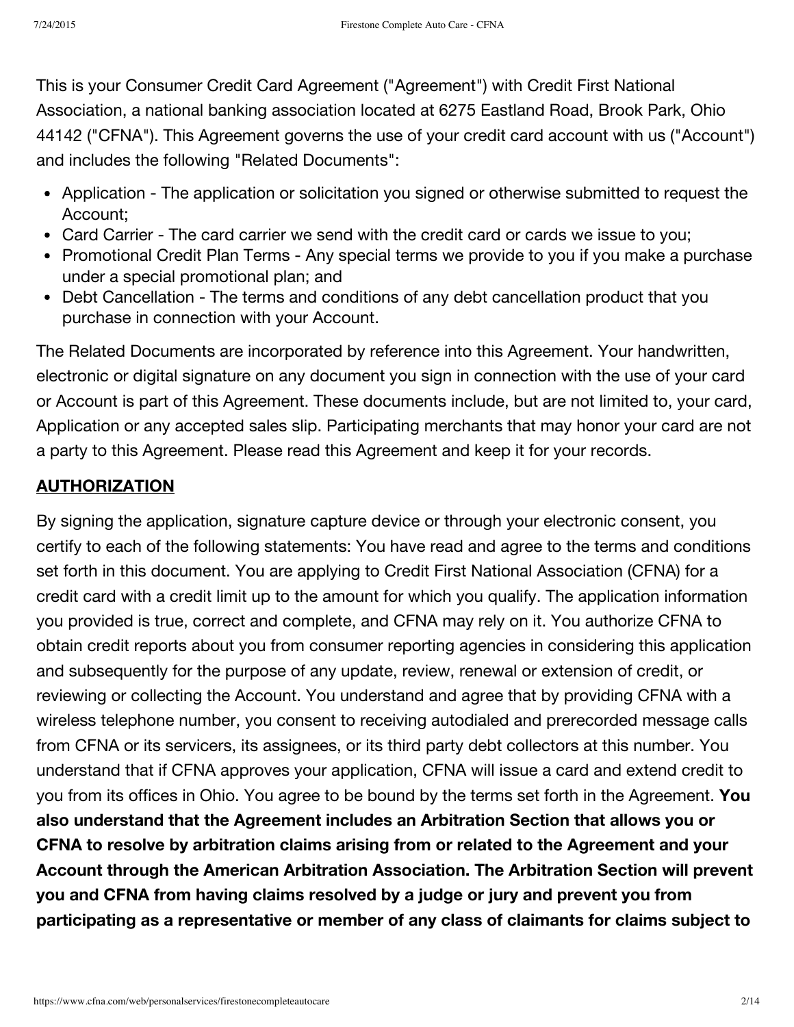This is your Consumer Credit Card Agreement ("Agreement") with Credit First National Association, a national banking association located at 6275 Eastland Road, Brook Park, Ohio 44142 ("CFNA"). This Agreement governs the use of your credit card account with us ("Account") and includes the following "Related Documents":

- Application - The application or solicitation you signed or otherwise submitted to request the Account;
- Card Carrier - The card carrier we send with the credit card or cards we issue to you;
- Promotional Credit Plan Terms - Any special terms we provide to you if you make a purchase under a special promotional plan; and
- Debt Cancellation - The terms and conditions of any debt cancellation product that you purchase in connection with your Account.

The Related Documents are incorporated by reference into this Agreement. Your handwritten, electronic or digital signature on any document you sign in connection with the use of your card or Account is part of this Agreement. These documents include, but are not limited to, your card, Application or any accepted sales slip. Participating merchants that may honor your card are not a party to this Agreement. Please read this Agreement and keep it for your records.

## AUTHORIZATION

By signing the application, signature capture device or through your electronic consent, you certify to each of the following statements: You have read and agree to the terms and conditions set forth in this document. You are applying to Credit First National Association (CFNA) for a credit card with a credit limit up to the amount for which you qualify. The application information you provided is true, correct and complete, and CFNA may rely on it. You authorize CFNA to obtain credit reports about you from consumer reporting agencies in considering this application and subsequently for the purpose of any update, review, renewal or extension of credit, or reviewing or collecting the Account. You understand and agree that by providing CFNA with a wireless telephone number, you consent to receiving autodialed and prerecorded message calls from CFNA or its servicers, its assignees, or its third party debt collectors at this number. You understand that if CFNA approves your application, CFNA will issue a card and extend credit to you from its offices in Ohio. You agree to be bound by the terms set forth in the Agreement. **You also understand that the Agreement includes an Arbitration Section that allows you or CFNA to resolve by arbitration claims arising from or related to the Agreement and your Account through the American Arbitration Association. The Arbitration Section will prevent you and CFNA from having claims resolved by a judge or jury and prevent you from participating as a representative or member of any class of claimants for claims subject to**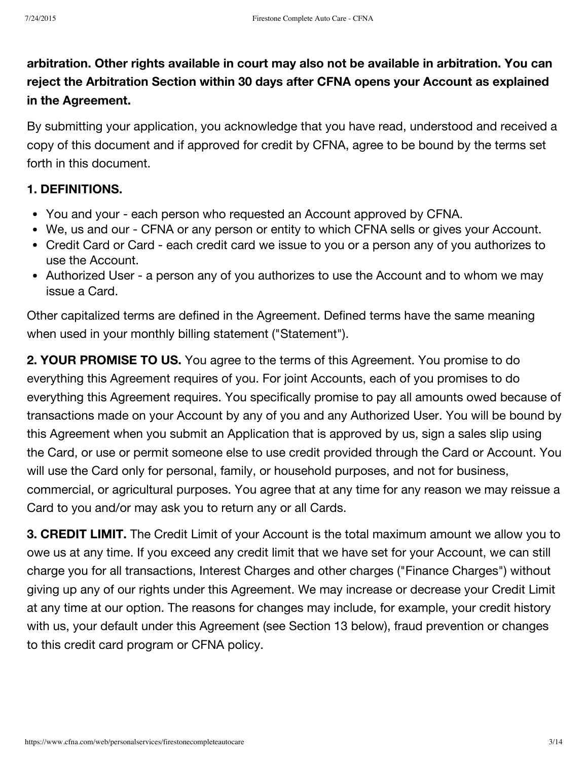**arbitration. Other rights available in court may also not be available in arbitration. You can reject the Arbitration Section within 30 days after CFNA opens your Account as explained in the Agreement.**

By submitting your application, you acknowledge that you have read, understood and received a copy of this document and if approved for credit by CFNA, agree to be bound by the terms set forth in this document.

**1. DEFINITIONS.**

- You and your - each person who requested an Account approved by CFNA.
- We, us and our - CFNA or any person or entity to which CFNA sells or gives your Account.
- Credit Card or Card - each credit card we issue to you or a person any of you authorizes to use the Account.
- Authorized User - a person any of you authorizes to use the Account and to whom we may issue a Card.

Other capitalized terms are defined in the Agreement. Defined terms have the same meaning when used in your monthly billing statement ("Statement").

**2. YOUR PROMISE TO US.** You agree to the terms of this Agreement. You promise to do everything this Agreement requires of you. For joint Accounts, each of you promises to do everything this Agreement requires. You specifically promise to pay all amounts owed because of transactions made on your Account by any of you and any Authorized User. You will be bound by this Agreement when you submit an Application that is approved by us, sign a sales slip using the Card, or use or permit someone else to use credit provided through the Card or Account. You will use the Card only for personal, family, or household purposes, and not for business, commercial, or agricultural purposes. You agree that at any time for any reason we may reissue a Card to you and/or may ask you to return any or all Cards.

**3. CREDIT LIMIT.** The Credit Limit of your Account is the total maximum amount we allow you to owe us at any time. If you exceed any credit limit that we have set for your Account, we can still charge you for all transactions, Interest Charges and other charges ("Finance Charges") without giving up any of our rights under this Agreement. We may increase or decrease your Credit Limit at any time at our option. The reasons for changes may include, for example, your credit history with us, your default under this Agreement (see Section 13 below), fraud prevention or changes to this credit card program or CFNA policy.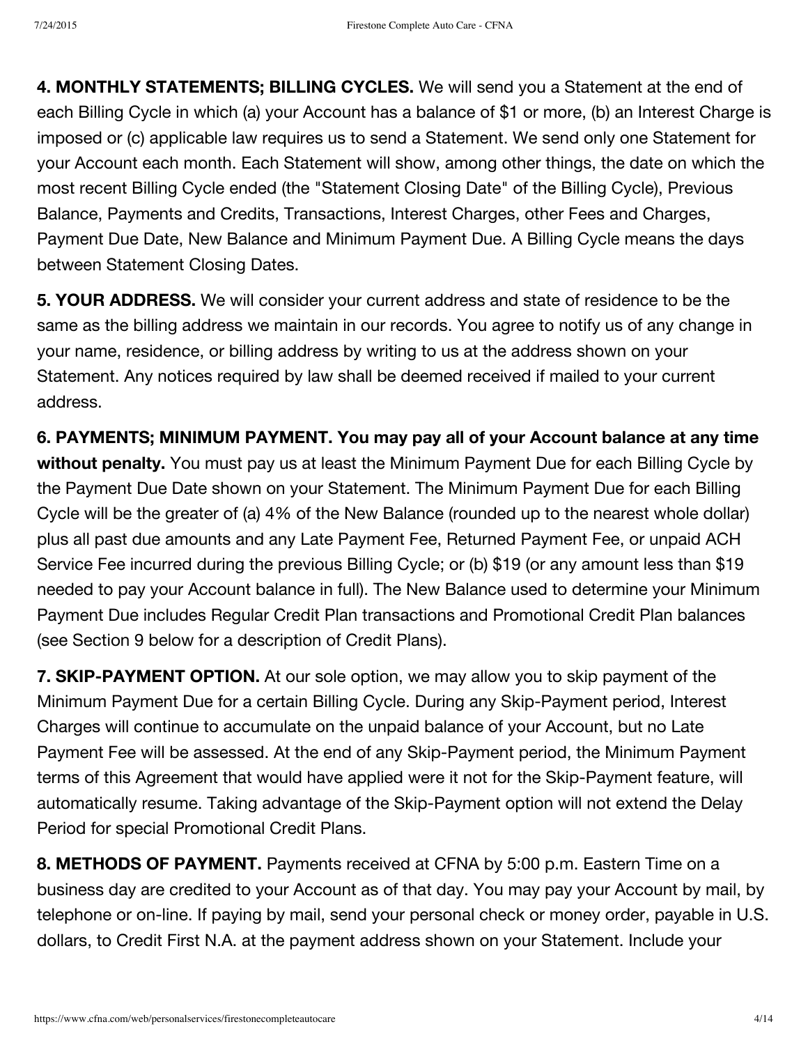**4. MONTHLY STATEMENTS; BILLING CYCLES.** We will send you a Statement at the end of each Billing Cycle in which (a) your Account has a balance of $1 or more, (b) an Interest Charge is imposed or (c) applicable law requires us to send a Statement. We send only one Statement for your Account each month. Each Statement will show, among other things, the date on which the most recent Billing Cycle ended (the "Statement Closing Date" of the Billing Cycle), Previous Balance, Payments and Credits, Transactions, Interest Charges, other Fees and Charges, Payment Due Date, New Balance and Minimum Payment Due. A Billing Cycle means the days between Statement Closing Dates.

**5. YOUR ADDRESS.** We will consider your current address and state of residence to be the same as the billing address we maintain in our records. You agree to notify us of any change in your name, residence, or billing address by writing to us at the address shown on your Statement. Any notices required by law shall be deemed received if mailed to your current address.

**6. PAYMENTS; MINIMUM PAYMENT. You may pay all of your Account balance at any time without penalty.** You must pay us at least the Minimum Payment Due for each Billing Cycle by the Payment Due Date shown on your Statement. The Minimum Payment Due for each Billing Cycle will be the greater of (a) 4% of the New Balance (rounded up to the nearest whole dollar) plus all past due amounts and any Late Payment Fee, Returned Payment Fee, or unpaid ACH Service Fee incurred during the previous Billing Cycle; or (b) $19 (or any amount less than $19 needed to pay your Account balance in full). The New Balance used to determine your Minimum Payment Due includes Regular Credit Plan transactions and Promotional Credit Plan balances (see Section 9 below for a description of Credit Plans).

**7. SKIP-PAYMENT OPTION.** At our sole option, we may allow you to skip payment of the Minimum Payment Due for a certain Billing Cycle. During any Skip-Payment period, Interest Charges will continue to accumulate on the unpaid balance of your Account, but no Late Payment Fee will be assessed. At the end of any Skip-Payment period, the Minimum Payment terms of this Agreement that would have applied were it not for the Skip-Payment feature, will automatically resume. Taking advantage of the Skip-Payment option will not extend the Delay Period for special Promotional Credit Plans.

**8. METHODS OF PAYMENT.** Payments received at CFNA by 5:00 p.m. Eastern Time on a business day are credited to your Account as of that day. You may pay your Account by mail, by telephone or on-line. If paying by mail, send your personal check or money order, payable in U.S. dollars, to Credit First N.A. at the payment address shown on your Statement. Include your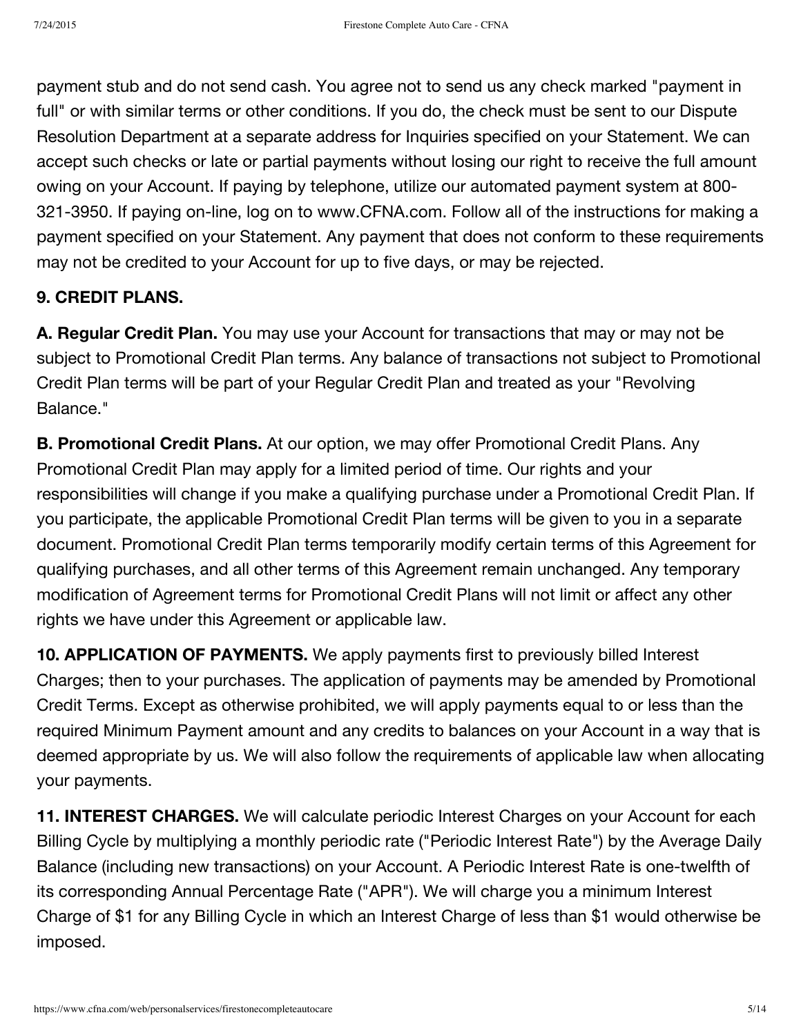payment stub and do not send cash. You agree not to send us any check marked "payment in full" or with similar terms or other conditions. If you do, the check must be sent to our Dispute Resolution Department at a separate address for Inquiries specified on your Statement. We can accept such checks or late or partial payments without losing our right to receive the full amount owing on your Account. If paying by telephone, utilize our automated payment system at 800-321-3950. If paying on-line, log on to www.CFNA.com. Follow all of the instructions for making a payment specified on your Statement. Any payment that does not conform to these requirements may not be credited to your Account for up to five days, or may be rejected.

**9. CREDIT PLANS.**

**A. Regular Credit Plan.** You may use your Account for transactions that may or may not be subject to Promotional Credit Plan terms. Any balance of transactions not subject to Promotional Credit Plan terms will be part of your Regular Credit Plan and treated as your "Revolving Balance."

**B. Promotional Credit Plans.** At our option, we may offer Promotional Credit Plans. Any Promotional Credit Plan may apply for a limited period of time. Our rights and your responsibilities will change if you make a qualifying purchase under a Promotional Credit Plan. If you participate, the applicable Promotional Credit Plan terms will be given to you in a separate document. Promotional Credit Plan terms temporarily modify certain terms of this Agreement for qualifying purchases, and all other terms of this Agreement remain unchanged. Any temporary modification of Agreement terms for Promotional Credit Plans will not limit or affect any other rights we have under this Agreement or applicable law.

**10. APPLICATION OF PAYMENTS.** We apply payments first to previously billed Interest Charges; then to your purchases. The application of payments may be amended by Promotional Credit Terms. Except as otherwise prohibited, we will apply payments equal to or less than the required Minimum Payment amount and any credits to balances on your Account in a way that is deemed appropriate by us. We will also follow the requirements of applicable law when allocating your payments.

**11. INTEREST CHARGES.** We will calculate periodic Interest Charges on your Account for each Billing Cycle by multiplying a monthly periodic rate ("Periodic Interest Rate") by the Average Daily Balance (including new transactions) on your Account. A Periodic Interest Rate is one-twelfth of its corresponding Annual Percentage Rate ("APR"). We will charge you a minimum Interest Charge of $1 for any Billing Cycle in which an Interest Charge of less than $1 would otherwise be imposed.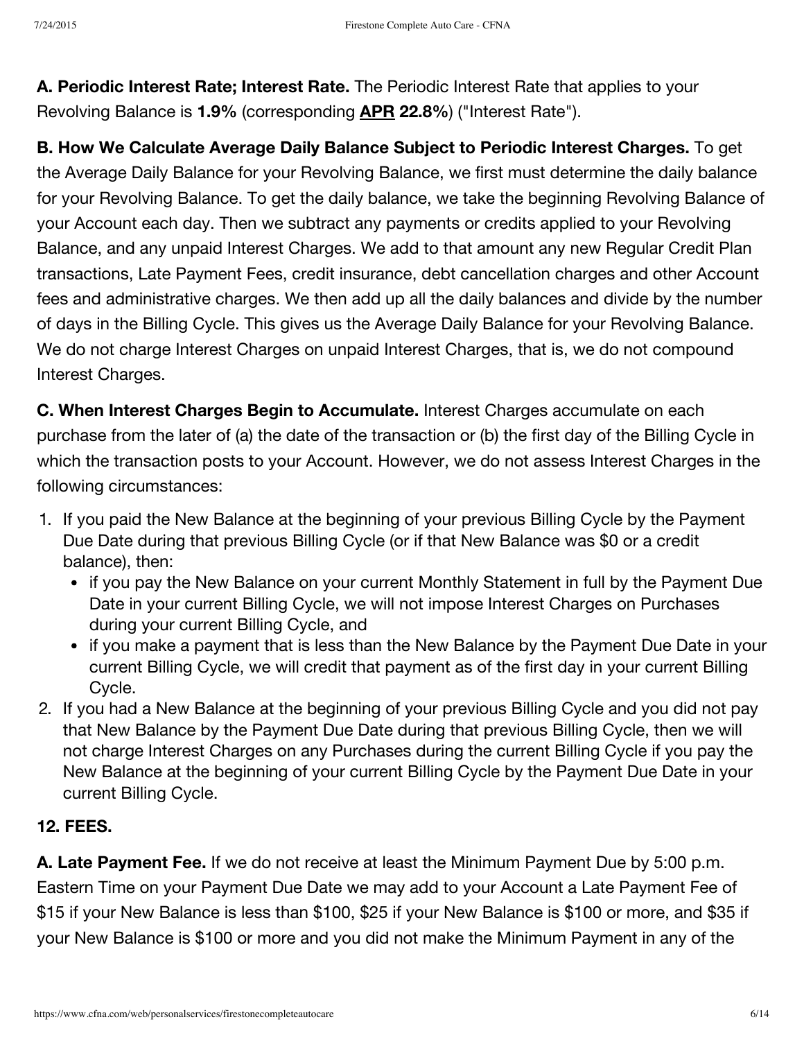**A. Periodic Interest Rate; Interest Rate.** The Periodic Interest Rate that applies to your Revolving Balance is **1.9%** (corresponding **APR 22.8%**) ("Interest Rate").

**B. How We Calculate Average Daily Balance Subject to Periodic Interest Charges.** To get the Average Daily Balance for your Revolving Balance, we first must determine the daily balance for your Revolving Balance. To get the daily balance, we take the beginning Revolving Balance of your Account each day. Then we subtract any payments or credits applied to your Revolving Balance, and any unpaid Interest Charges. We add to that amount any new Regular Credit Plan transactions, Late Payment Fees, credit insurance, debt cancellation charges and other Account fees and administrative charges. We then add up all the daily balances and divide by the number of days in the Billing Cycle. This gives us the Average Daily Balance for your Revolving Balance. We do not charge Interest Charges on unpaid Interest Charges, that is, we do not compound Interest Charges.

**C. When Interest Charges Begin to Accumulate.** Interest Charges accumulate on each purchase from the later of (a) the date of the transaction or (b) the first day of the Billing Cycle in which the transaction posts to your Account. However, we do not assess Interest Charges in the following circumstances:

1. If you paid the New Balance at the beginning of your previous Billing Cycle by the Payment Due Date during that previous Billing Cycle (or if that New Balance was $0 or a credit balance), then:
   - if you pay the New Balance on your current Monthly Statement in full by the Payment Due Date in your current Billing Cycle, we will not impose Interest Charges on Purchases during your current Billing Cycle, and
   - if you make a payment that is less than the New Balance by the Payment Due Date in your current Billing Cycle, we will credit that payment as of the first day in your current Billing Cycle.
2. If you had a New Balance at the beginning of your previous Billing Cycle and you did not pay that New Balance by the Payment Due Date during that previous Billing Cycle, then we will not charge Interest Charges on any Purchases during the current Billing Cycle if you pay the New Balance at the beginning of your current Billing Cycle by the Payment Due Date in your current Billing Cycle.

**12. FEES.**

**A. Late Payment Fee.** If we do not receive at least the Minimum Payment Due by 5:00 p.m. Eastern Time on your Payment Due Date we may add to your Account a Late Payment Fee of $15 if your New Balance is less than $100, $25 if your New Balance is $100 or more, and $35 if your New Balance is $100 or more and you did not make the Minimum Payment in any of the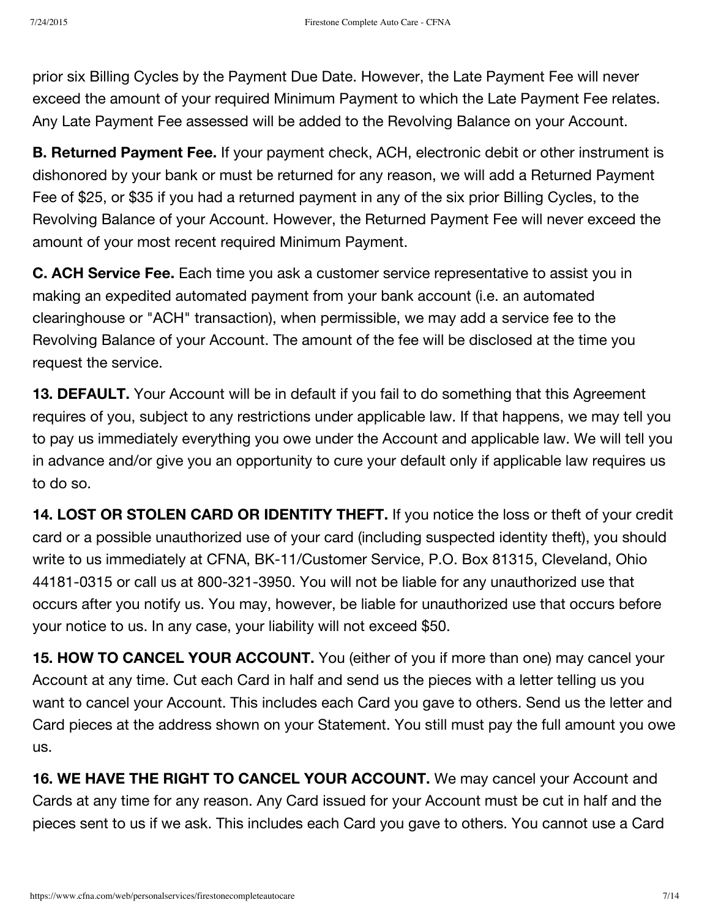prior six Billing Cycles by the Payment Due Date. However, the Late Payment Fee will never exceed the amount of your required Minimum Payment to which the Late Payment Fee relates. Any Late Payment Fee assessed will be added to the Revolving Balance on your Account.

**B. Returned Payment Fee.** If your payment check, ACH, electronic debit or other instrument is dishonored by your bank or must be returned for any reason, we will add a Returned Payment Fee of $25, or $35 if you had a returned payment in any of the six prior Billing Cycles, to the Revolving Balance of your Account. However, the Returned Payment Fee will never exceed the amount of your most recent required Minimum Payment.

**C. ACH Service Fee.** Each time you ask a customer service representative to assist you in making an expedited automated payment from your bank account (i.e. an automated clearinghouse or "ACH" transaction), when permissible, we may add a service fee to the Revolving Balance of your Account. The amount of the fee will be disclosed at the time you request the service.

**13. DEFAULT.** Your Account will be in default if you fail to do something that this Agreement requires of you, subject to any restrictions under applicable law. If that happens, we may tell you to pay us immediately everything you owe under the Account and applicable law. We will tell you in advance and/or give you an opportunity to cure your default only if applicable law requires us to do so.

**14. LOST OR STOLEN CARD OR IDENTITY THEFT.** If you notice the loss or theft of your credit card or a possible unauthorized use of your card (including suspected identity theft), you should write to us immediately at CFNA, BK-11/Customer Service, P.O. Box 81315, Cleveland, Ohio 44181-0315 or call us at 800-321-3950. You will not be liable for any unauthorized use that occurs after you notify us. You may, however, be liable for unauthorized use that occurs before your notice to us. In any case, your liability will not exceed $50.

**15. HOW TO CANCEL YOUR ACCOUNT.** You (either of you if more than one) may cancel your Account at any time. Cut each Card in half and send us the pieces with a letter telling us you want to cancel your Account. This includes each Card you gave to others. Send us the letter and Card pieces at the address shown on your Statement. You still must pay the full amount you owe us.

**16. WE HAVE THE RIGHT TO CANCEL YOUR ACCOUNT.** We may cancel your Account and Cards at any time for any reason. Any Card issued for your Account must be cut in half and the pieces sent to us if we ask. This includes each Card you gave to others. You cannot use a Card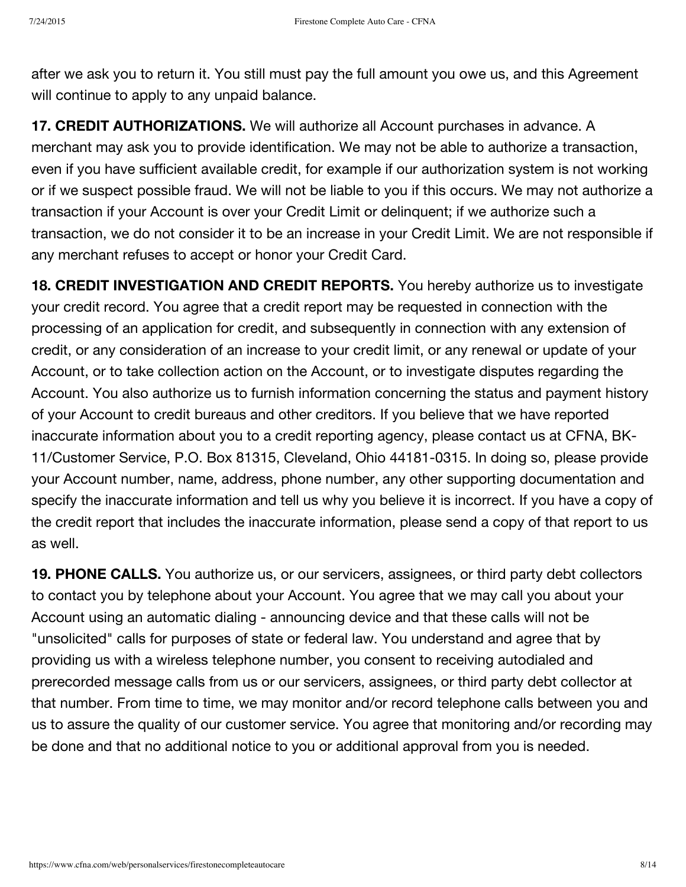after we ask you to return it. You still must pay the full amount you owe us, and this Agreement will continue to apply to any unpaid balance.

**17. CREDIT AUTHORIZATIONS.** We will authorize all Account purchases in advance. A merchant may ask you to provide identification. We may not be able to authorize a transaction, even if you have sufficient available credit, for example if our authorization system is not working or if we suspect possible fraud. We will not be liable to you if this occurs. We may not authorize a transaction if your Account is over your Credit Limit or delinquent; if we authorize such a transaction, we do not consider it to be an increase in your Credit Limit. We are not responsible if any merchant refuses to accept or honor your Credit Card.

**18. CREDIT INVESTIGATION AND CREDIT REPORTS.** You hereby authorize us to investigate your credit record. You agree that a credit report may be requested in connection with the processing of an application for credit, and subsequently in connection with any extension of credit, or any consideration of an increase to your credit limit, or any renewal or update of your Account, or to take collection action on the Account, or to investigate disputes regarding the Account. You also authorize us to furnish information concerning the status and payment history of your Account to credit bureaus and other creditors. If you believe that we have reported inaccurate information about you to a credit reporting agency, please contact us at CFNA, BK-11/Customer Service, P.O. Box 81315, Cleveland, Ohio 44181-0315. In doing so, please provide your Account number, name, address, phone number, any other supporting documentation and specify the inaccurate information and tell us why you believe it is incorrect. If you have a copy of the credit report that includes the inaccurate information, please send a copy of that report to us as well.

**19. PHONE CALLS.** You authorize us, or our servicers, assignees, or third party debt collectors to contact you by telephone about your Account. You agree that we may call you about your Account using an automatic dialing - announcing device and that these calls will not be "unsolicited" calls for purposes of state or federal law. You understand and agree that by providing us with a wireless telephone number, you consent to receiving autodialed and prerecorded message calls from us or our servicers, assignees, or third party debt collector at that number. From time to time, we may monitor and/or record telephone calls between you and us to assure the quality of our customer service. You agree that monitoring and/or recording may be done and that no additional notice to you or additional approval from you is needed.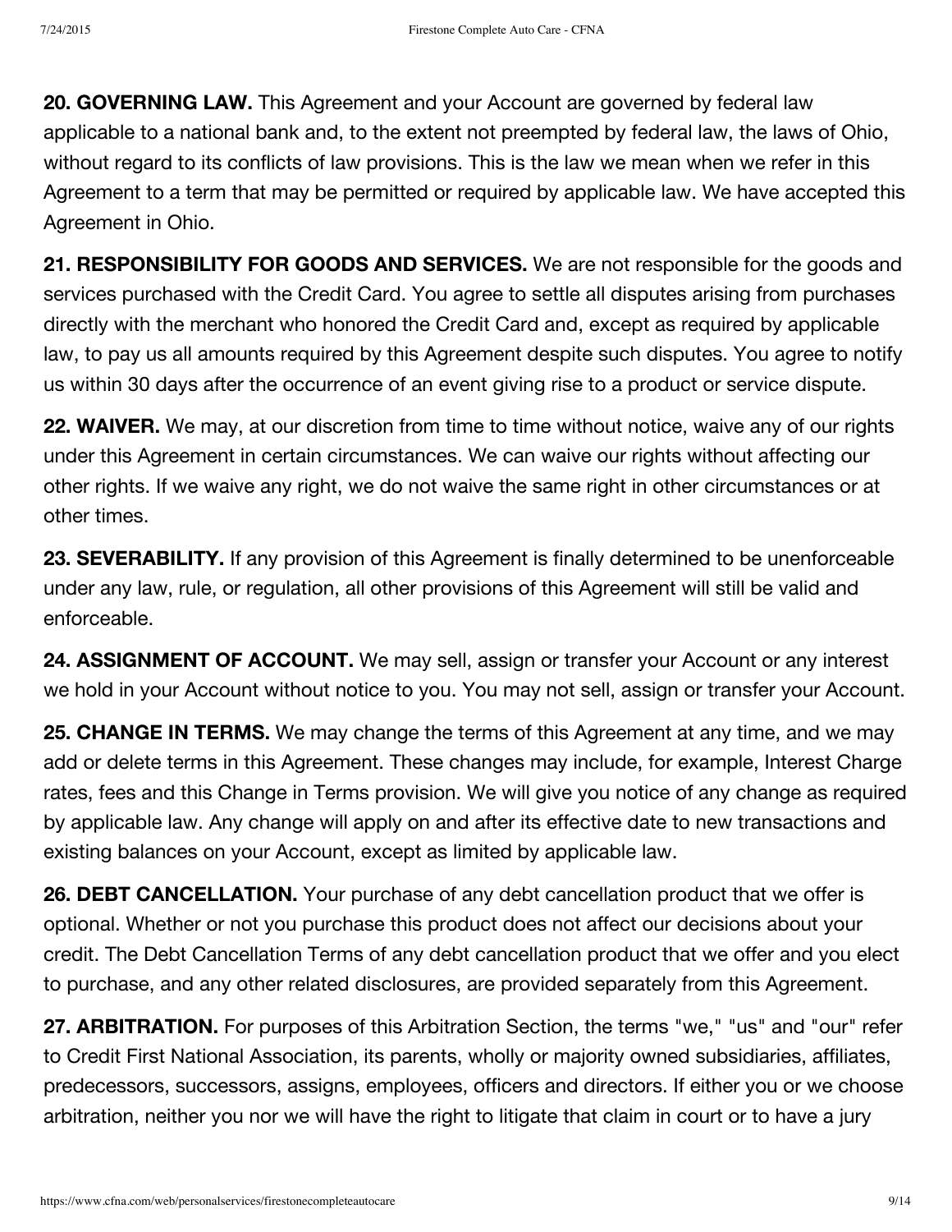**20. GOVERNING LAW.** This Agreement and your Account are governed by federal law applicable to a national bank and, to the extent not preempted by federal law, the laws of Ohio, without regard to its conflicts of law provisions. This is the law we mean when we refer in this Agreement to a term that may be permitted or required by applicable law. We have accepted this Agreement in Ohio.

**21. RESPONSIBILITY FOR GOODS AND SERVICES.** We are not responsible for the goods and services purchased with the Credit Card. You agree to settle all disputes arising from purchases directly with the merchant who honored the Credit Card and, except as required by applicable law, to pay us all amounts required by this Agreement despite such disputes. You agree to notify us within 30 days after the occurrence of an event giving rise to a product or service dispute.

**22. WAIVER.** We may, at our discretion from time to time without notice, waive any of our rights under this Agreement in certain circumstances. We can waive our rights without affecting our other rights. If we waive any right, we do not waive the same right in other circumstances or at other times.

**23. SEVERABILITY.** If any provision of this Agreement is finally determined to be unenforceable under any law, rule, or regulation, all other provisions of this Agreement will still be valid and enforceable.

**24. ASSIGNMENT OF ACCOUNT.** We may sell, assign or transfer your Account or any interest we hold in your Account without notice to you. You may not sell, assign or transfer your Account.

**25. CHANGE IN TERMS.** We may change the terms of this Agreement at any time, and we may add or delete terms in this Agreement. These changes may include, for example, Interest Charge rates, fees and this Change in Terms provision. We will give you notice of any change as required by applicable law. Any change will apply on and after its effective date to new transactions and existing balances on your Account, except as limited by applicable law.

**26. DEBT CANCELLATION.** Your purchase of any debt cancellation product that we offer is optional. Whether or not you purchase this product does not affect our decisions about your credit. The Debt Cancellation Terms of any debt cancellation product that we offer and you elect to purchase, and any other related disclosures, are provided separately from this Agreement.

**27. ARBITRATION.** For purposes of this Arbitration Section, the terms "we," "us" and "our" refer to Credit First National Association, its parents, wholly or majority owned subsidiaries, affiliates, predecessors, successors, assigns, employees, officers and directors. If either you or we choose arbitration, neither you nor we will have the right to litigate that claim in court or to have a jury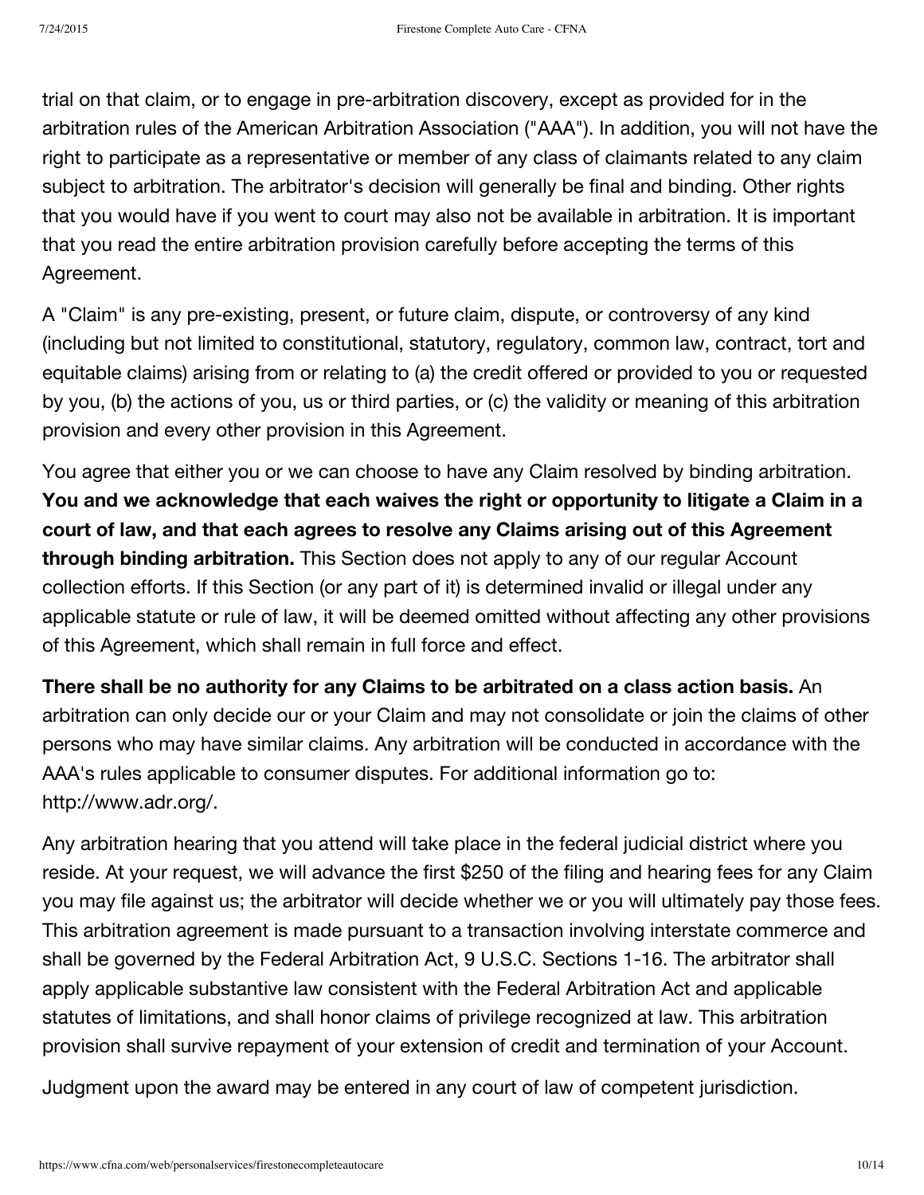trial on that claim, or to engage in pre-arbitration discovery, except as provided for in the arbitration rules of the American Arbitration Association ("AAA"). In addition, you will not have the right to participate as a representative or member of any class of claimants related to any claim subject to arbitration. The arbitrator's decision will generally be final and binding. Other rights that you would have if you went to court may also not be available in arbitration. It is important that you read the entire arbitration provision carefully before accepting the terms of this Agreement.

A "Claim" is any pre-existing, present, or future claim, dispute, or controversy of any kind (including but not limited to constitutional, statutory, regulatory, common law, contract, tort and equitable claims) arising from or relating to (a) the credit offered or provided to you or requested by you, (b) the actions of you, us or third parties, or (c) the validity or meaning of this arbitration provision and every other provision in this Agreement.

You agree that either you or we can choose to have any Claim resolved by binding arbitration. **You and we acknowledge that each waives the right or opportunity to litigate a Claim in a court of law, and that each agrees to resolve any Claims arising out of this Agreement through binding arbitration.** This Section does not apply to any of our regular Account collection efforts. If this Section (or any part of it) is determined invalid or illegal under any applicable statute or rule of law, it will be deemed omitted without affecting any other provisions of this Agreement, which shall remain in full force and effect.

**There shall be no authority for any Claims to be arbitrated on a class action basis.** An arbitration can only decide our or your Claim and may not consolidate or join the claims of other persons who may have similar claims. Any arbitration will be conducted in accordance with the AAA's rules applicable to consumer disputes. For additional information go to: http://www.adr.org/.

Any arbitration hearing that you attend will take place in the federal judicial district where you reside. At your request, we will advance the first $250 of the filing and hearing fees for any Claim you may file against us; the arbitrator will decide whether we or you will ultimately pay those fees. This arbitration agreement is made pursuant to a transaction involving interstate commerce and shall be governed by the Federal Arbitration Act, 9 U.S.C. Sections 1-16. The arbitrator shall apply applicable substantive law consistent with the Federal Arbitration Act and applicable statutes of limitations, and shall honor claims of privilege recognized at law. This arbitration provision shall survive repayment of your extension of credit and termination of your Account.

Judgment upon the award may be entered in any court of law of competent jurisdiction.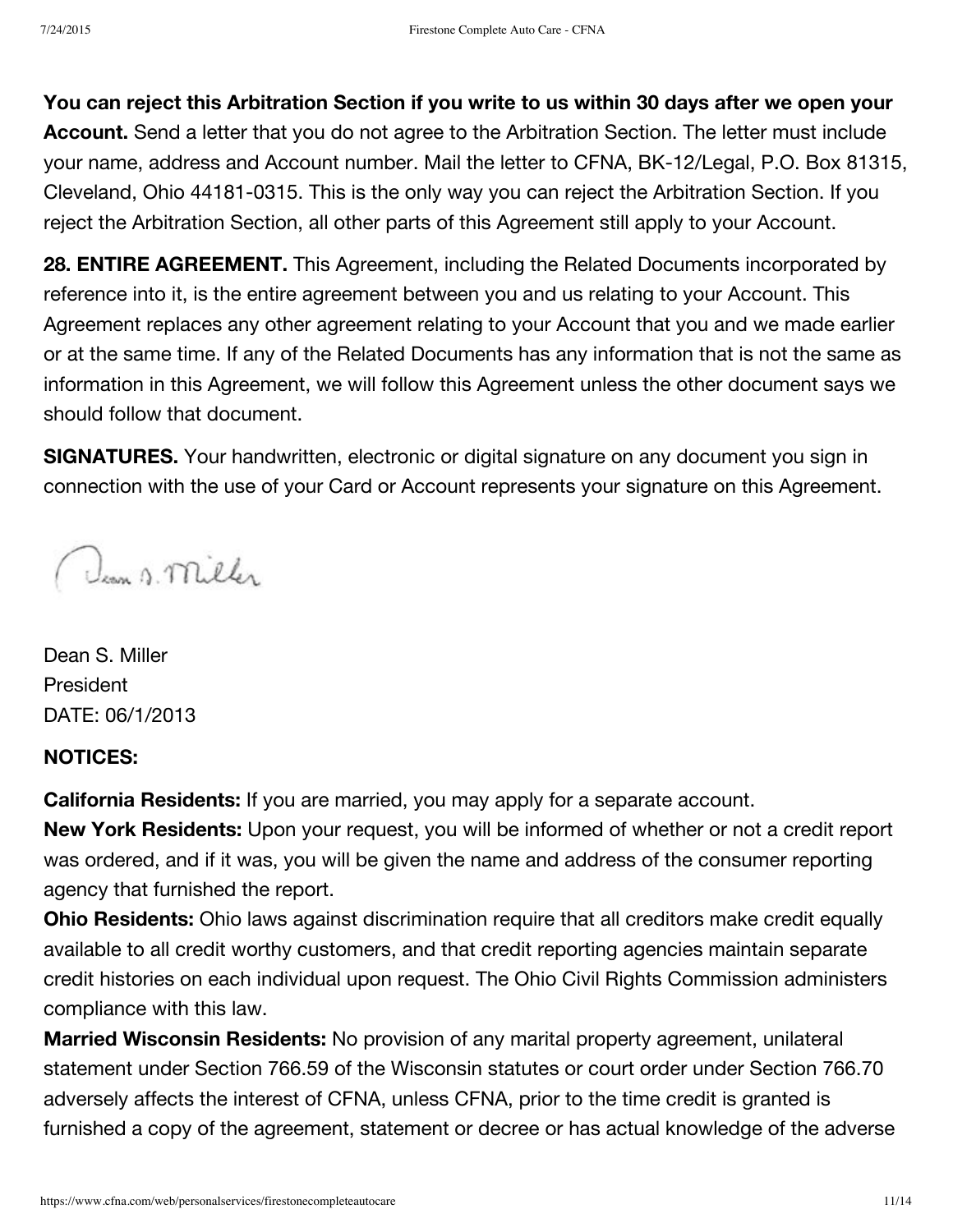**You can reject this Arbitration Section if you write to us within 30 days after we open your Account.** Send a letter that you do not agree to the Arbitration Section. The letter must include your name, address and Account number. Mail the letter to CFNA, BK-12/Legal, P.O. Box 81315, Cleveland, Ohio 44181-0315. This is the only way you can reject the Arbitration Section. If you reject the Arbitration Section, all other parts of this Agreement still apply to your Account.

**28. ENTIRE AGREEMENT.** This Agreement, including the Related Documents incorporated by reference into it, is the entire agreement between you and us relating to your Account. This Agreement replaces any other agreement relating to your Account that you and we made earlier or at the same time. If any of the Related Documents has any information that is not the same as information in this Agreement, we will follow this Agreement unless the other document says we should follow that document.

**SIGNATURES.** Your handwritten, electronic or digital signature on any document you sign in connection with the use of your Card or Account represents your signature on this Agreement.

Dean S. Miller

Dean S. Miller
President
DATE: 06/1/2013

**NOTICES:**

**California Residents:** If you are married, you may apply for a separate account.
**New York Residents:** Upon your request, you will be informed of whether or not a credit report was ordered, and if it was, you will be given the name and address of the consumer reporting agency that furnished the report.
**Ohio Residents:** Ohio laws against discrimination require that all creditors make credit equally available to all credit worthy customers, and that credit reporting agencies maintain separate credit histories on each individual upon request. The Ohio Civil Rights Commission administers compliance with this law.
**Married Wisconsin Residents:** No provision of any marital property agreement, unilateral statement under Section 766.59 of the Wisconsin statutes or court order under Section 766.70 adversely affects the interest of CFNA, unless CFNA, prior to the time credit is granted is furnished a copy of the agreement, statement or decree or has actual knowledge of the adverse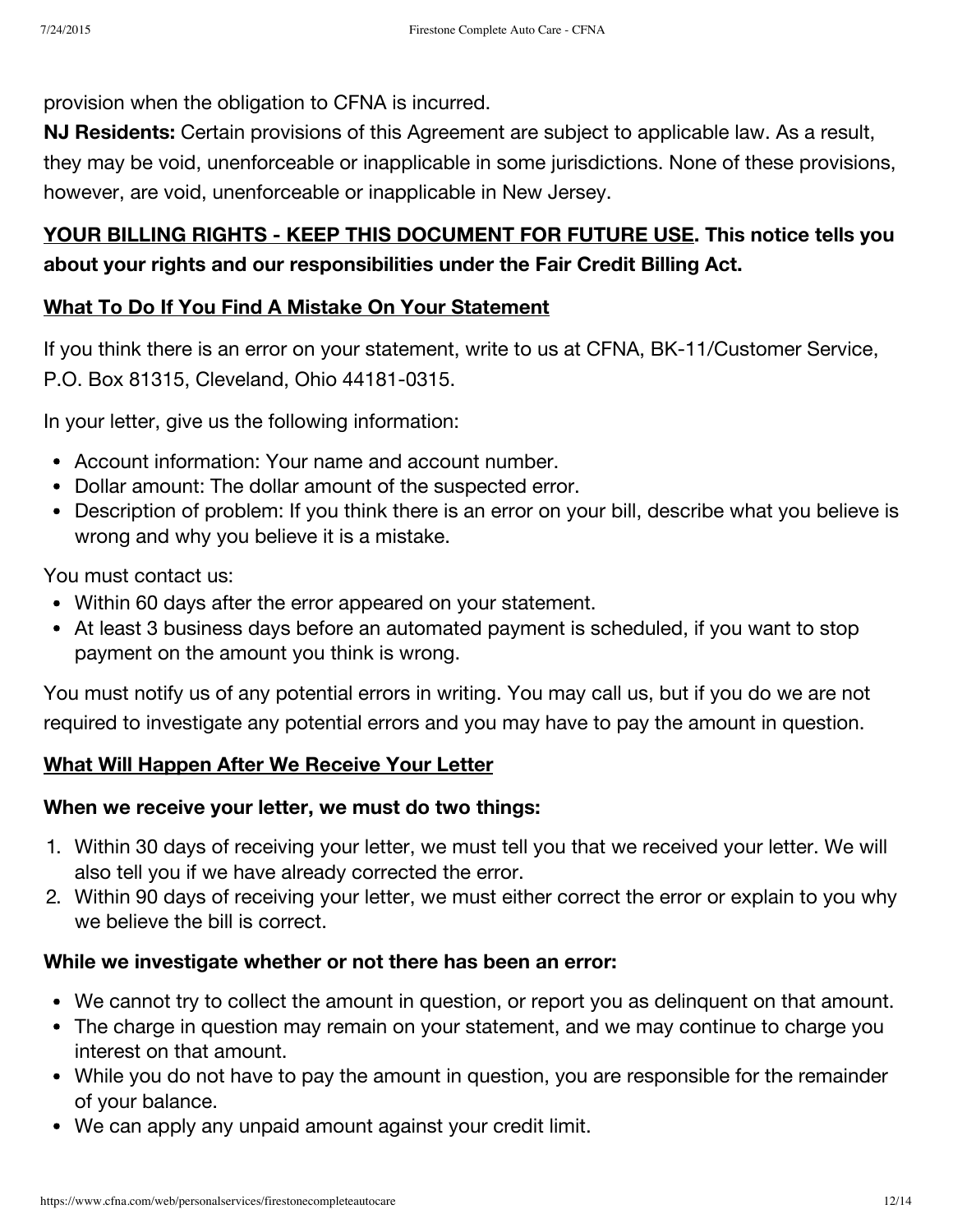provision when the obligation to CFNA is incurred.

**NJ Residents:** Certain provisions of this Agreement are subject to applicable law. As a result, they may be void, unenforceable or inapplicable in some jurisdictions. None of these provisions, however, are void, unenforceable or inapplicable in New Jersey.

**<u>YOUR BILLING RIGHTS - KEEP THIS DOCUMENT FOR FUTURE USE</u>. This notice tells you about your rights and our responsibilities under the Fair Credit Billing Act.**

**<u>What To Do If You Find A Mistake On Your Statement</u>**

If you think there is an error on your statement, write to us at CFNA, BK-11/Customer Service, P.O. Box 81315, Cleveland, Ohio 44181-0315.

In your letter, give us the following information:

- Account information: Your name and account number.
- Dollar amount: The dollar amount of the suspected error.
- Description of problem: If you think there is an error on your bill, describe what you believe is wrong and why you believe it is a mistake.

You must contact us:

- Within 60 days after the error appeared on your statement.
- At least 3 business days before an automated payment is scheduled, if you want to stop payment on the amount you think is wrong.

You must notify us of any potential errors in writing. You may call us, but if you do we are not required to investigate any potential errors and you may have to pay the amount in question.

**<u>What Will Happen After We Receive Your Letter</u>**

**When we receive your letter, we must do two things:**

1. Within 30 days of receiving your letter, we must tell you that we received your letter. We will also tell you if we have already corrected the error.
2. Within 90 days of receiving your letter, we must either correct the error or explain to you why we believe the bill is correct.

**While we investigate whether or not there has been an error:**

- We cannot try to collect the amount in question, or report you as delinquent on that amount.
- The charge in question may remain on your statement, and we may continue to charge you interest on that amount.
- While you do not have to pay the amount in question, you are responsible for the remainder of your balance.
- We can apply any unpaid amount against your credit limit.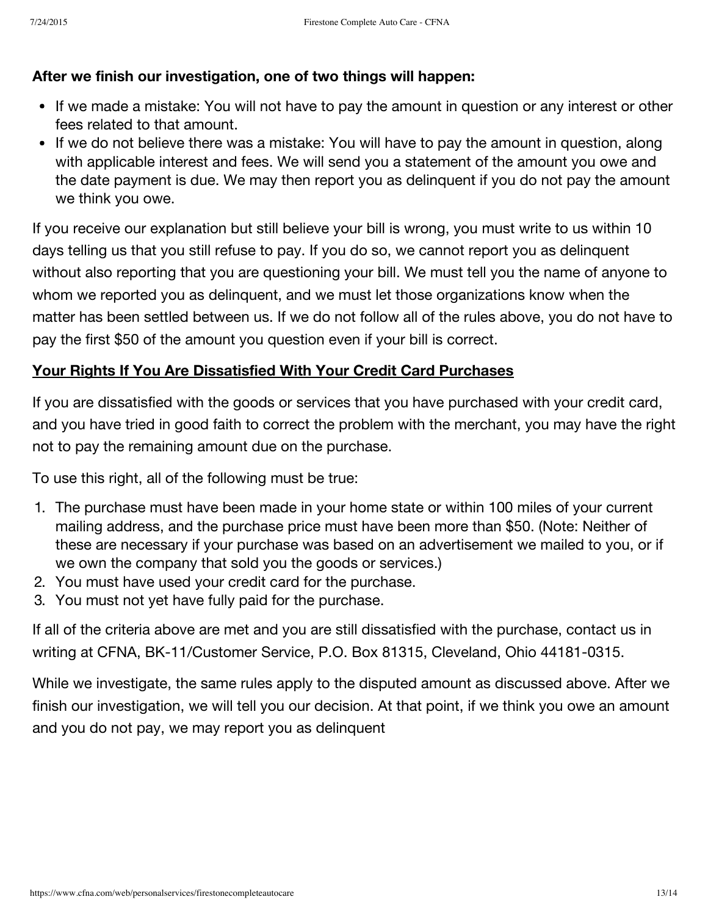**After we finish our investigation, one of two things will happen:**

- If we made a mistake: You will not have to pay the amount in question or any interest or other fees related to that amount.
- If we do not believe there was a mistake: You will have to pay the amount in question, along with applicable interest and fees. We will send you a statement of the amount you owe and the date payment is due. We may then report you as delinquent if you do not pay the amount we think you owe.

If you receive our explanation but still believe your bill is wrong, you must write to us within 10 days telling us that you still refuse to pay. If you do so, we cannot report you as delinquent without also reporting that you are questioning your bill. We must tell you the name of anyone to whom we reported you as delinquent, and we must let those organizations know when the matter has been settled between us. If we do not follow all of the rules above, you do not have to pay the first $50 of the amount you question even if your bill is correct.

**<u>Your Rights If You Are Dissatisfied With Your Credit Card Purchases</u>**

If you are dissatisfied with the goods or services that you have purchased with your credit card, and you have tried in good faith to correct the problem with the merchant, you may have the right not to pay the remaining amount due on the purchase.

To use this right, all of the following must be true:

1. The purchase must have been made in your home state or within 100 miles of your current mailing address, and the purchase price must have been more than $50. (Note: Neither of these are necessary if your purchase was based on an advertisement we mailed to you, or if we own the company that sold you the goods or services.)
2. You must have used your credit card for the purchase.
3. You must not yet have fully paid for the purchase.

If all of the criteria above are met and you are still dissatisfied with the purchase, contact us in writing at CFNA, BK-11/Customer Service, P.O. Box 81315, Cleveland, Ohio 44181-0315.

While we investigate, the same rules apply to the disputed amount as discussed above. After we finish our investigation, we will tell you our decision. At that point, if we think you owe an amount and you do not pay, we may report you as delinquent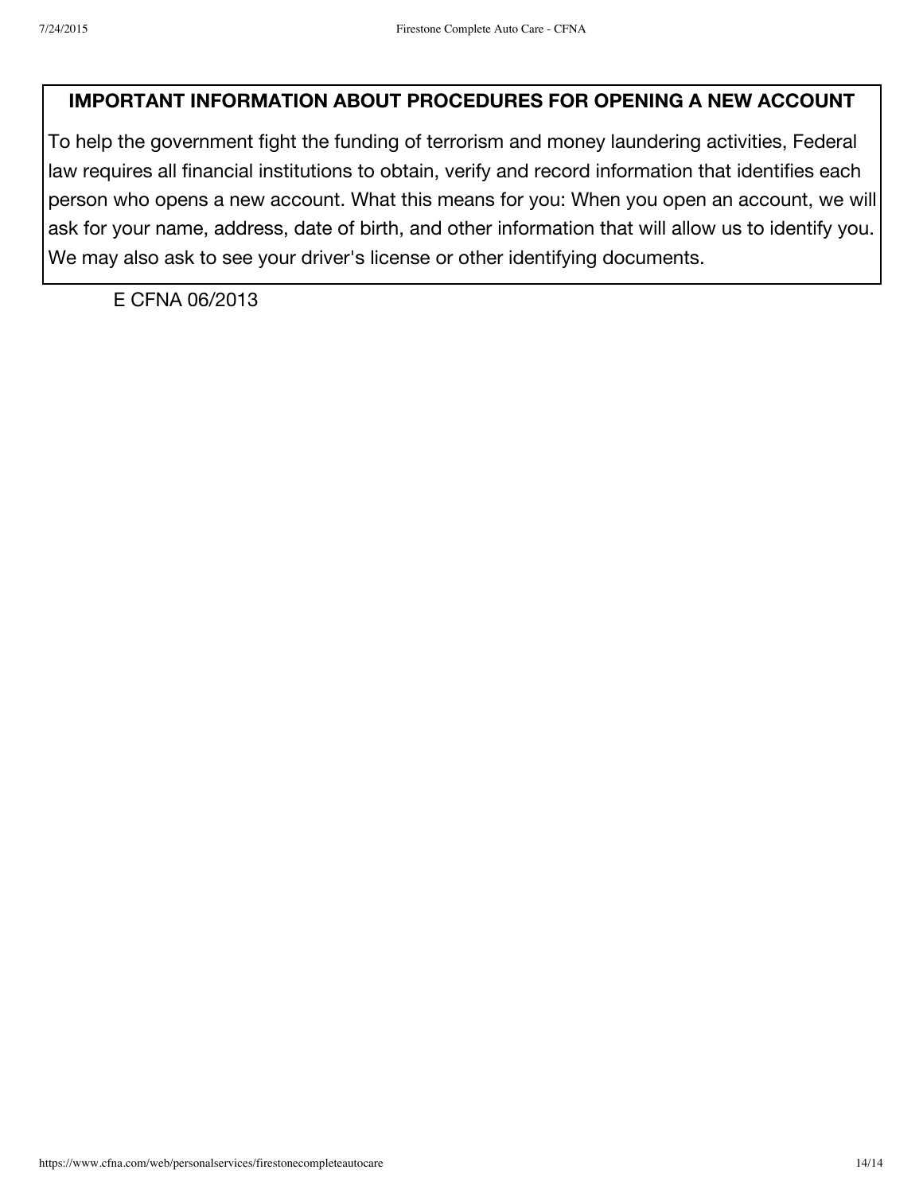**IMPORTANT INFORMATION ABOUT PROCEDURES FOR OPENING A NEW ACCOUNT**

To help the government fight the funding of terrorism and money laundering activities, Federal law requires all financial institutions to obtain, verify and record information that identifies each person who opens a new account. What this means for you: When you open an account, we will ask for your name, address, date of birth, and other information that will allow us to identify you. We may also ask to see your driver's license or other identifying documents.

E CFNA 06/2013